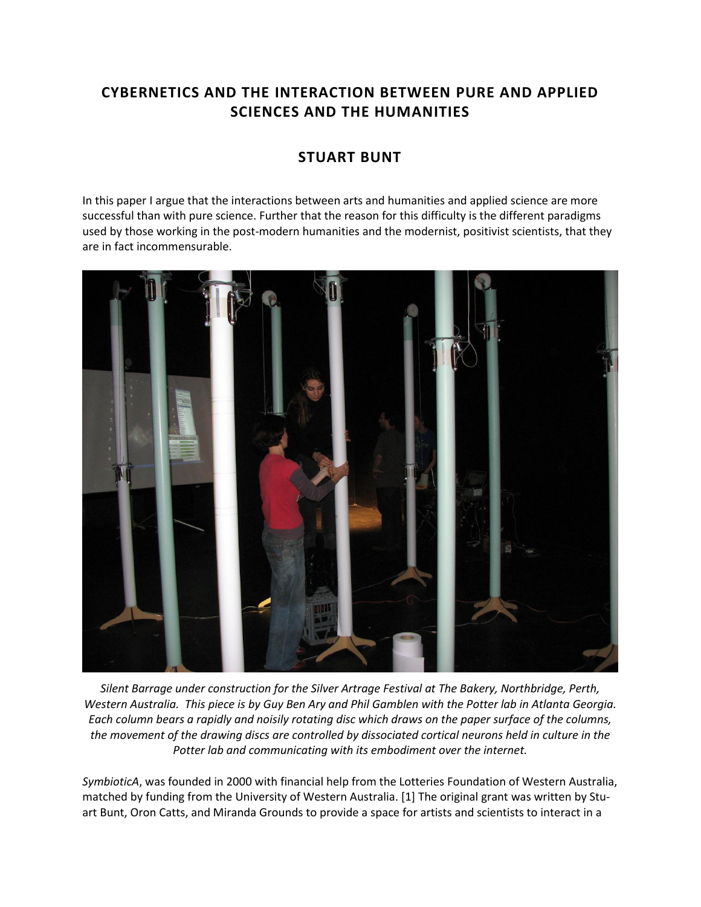# CYBERNETICS AND THE INTERACTION BETWEEN PURE AND APPLIED SCIENCES AND THE HUMANITIES

## STUART BUNT

In this paper I argue that the interactions between arts and humanities and applied science are more successful than with pure science. Further that the reason for this difficulty is the different paradigms used by those working in the post-modern humanities and the modernist, positivist scientists, that they are in fact incommensurable.

*Silent Barrage under construction for the Silver Artrage Festival at The Bakery, Northbridge, Perth, Western Australia. This piece is by Guy Ben Ary and Phil Gamblen with the Potter lab in Atlanta Georgia. Each column bears a rapidly and noisily rotating disc which draws on the paper surface of the columns, the movement of the drawing discs are controlled by dissociated cortical neurons held in culture in the Potter lab and communicating with its embodiment over the internet.*

*SymbioticA*, was founded in 2000 with financial help from the Lotteries Foundation of Western Australia, matched by funding from the University of Western Australia. [1] The original grant was written by Stuart Bunt, Oron Catts, and Miranda Grounds to provide a space for artists and scientists to interact in a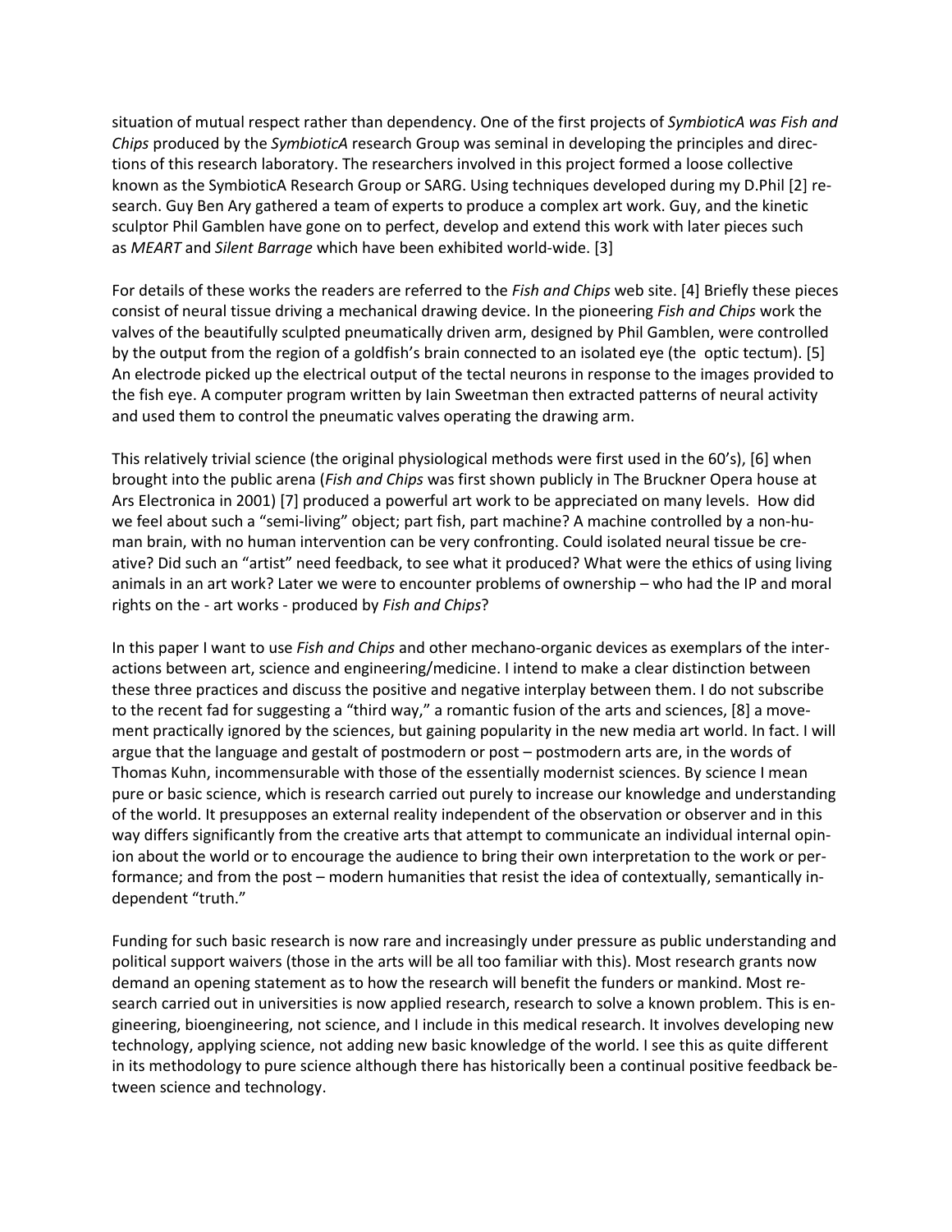situation of mutual respect rather than dependency. One of the first projects of *SymbioticA was Fish and Chips* produced by the *SymbioticA* research Group was seminal in developing the principles and directions of this research laboratory. The researchers involved in this project formed a loose collective known as the SymbioticA Research Group or SARG. Using techniques developed during my D.Phil [2] research. Guy Ben Ary gathered a team of experts to produce a complex art work. Guy, and the kinetic sculptor Phil Gamblen have gone on to perfect, develop and extend this work with later pieces such as *MEART* and *Silent Barrage* which have been exhibited world-wide. [3]

For details of these works the readers are referred to the *Fish and Chips* web site. [4] Briefly these pieces consist of neural tissue driving a mechanical drawing device. In the pioneering *Fish and Chips* work the valves of the beautifully sculpted pneumatically driven arm, designed by Phil Gamblen, were controlled by the output from the region of a goldfish's brain connected to an isolated eye (the optic tectum). [5] An electrode picked up the electrical output of the tectal neurons in response to the images provided to the fish eye. A computer program written by Iain Sweetman then extracted patterns of neural activity and used them to control the pneumatic valves operating the drawing arm.

This relatively trivial science (the original physiological methods were first used in the 60's), [6] when brought into the public arena (*Fish and Chips* was first shown publicly in The Bruckner Opera house at Ars Electronica in 2001) [7] produced a powerful art work to be appreciated on many levels. How did we feel about such a "semi-living" object; part fish, part machine? A machine controlled by a non-human brain, with no human intervention can be very confronting. Could isolated neural tissue be creative? Did such an "artist" need feedback, to see what it produced? What were the ethics of using living animals in an art work? Later we were to encounter problems of ownership – who had the IP and moral rights on the - art works - produced by *Fish and Chips*?

In this paper I want to use *Fish and Chips* and other mechano-organic devices as exemplars of the interactions between art, science and engineering/medicine. I intend to make a clear distinction between these three practices and discuss the positive and negative interplay between them. I do not subscribe to the recent fad for suggesting a "third way," a romantic fusion of the arts and sciences, [8] a movement practically ignored by the sciences, but gaining popularity in the new media art world. In fact. I will argue that the language and gestalt of postmodern or post – postmodern arts are, in the words of Thomas Kuhn, incommensurable with those of the essentially modernist sciences. By science I mean pure or basic science, which is research carried out purely to increase our knowledge and understanding of the world. It presupposes an external reality independent of the observation or observer and in this way differs significantly from the creative arts that attempt to communicate an individual internal opinion about the world or to encourage the audience to bring their own interpretation to the work or performance; and from the post – modern humanities that resist the idea of contextually, semantically independent "truth."

Funding for such basic research is now rare and increasingly under pressure as public understanding and political support waivers (those in the arts will be all too familiar with this). Most research grants now demand an opening statement as to how the research will benefit the funders or mankind. Most research carried out in universities is now applied research, research to solve a known problem. This is engineering, bioengineering, not science, and I include in this medical research. It involves developing new technology, applying science, not adding new basic knowledge of the world. I see this as quite different in its methodology to pure science although there has historically been a continual positive feedback between science and technology.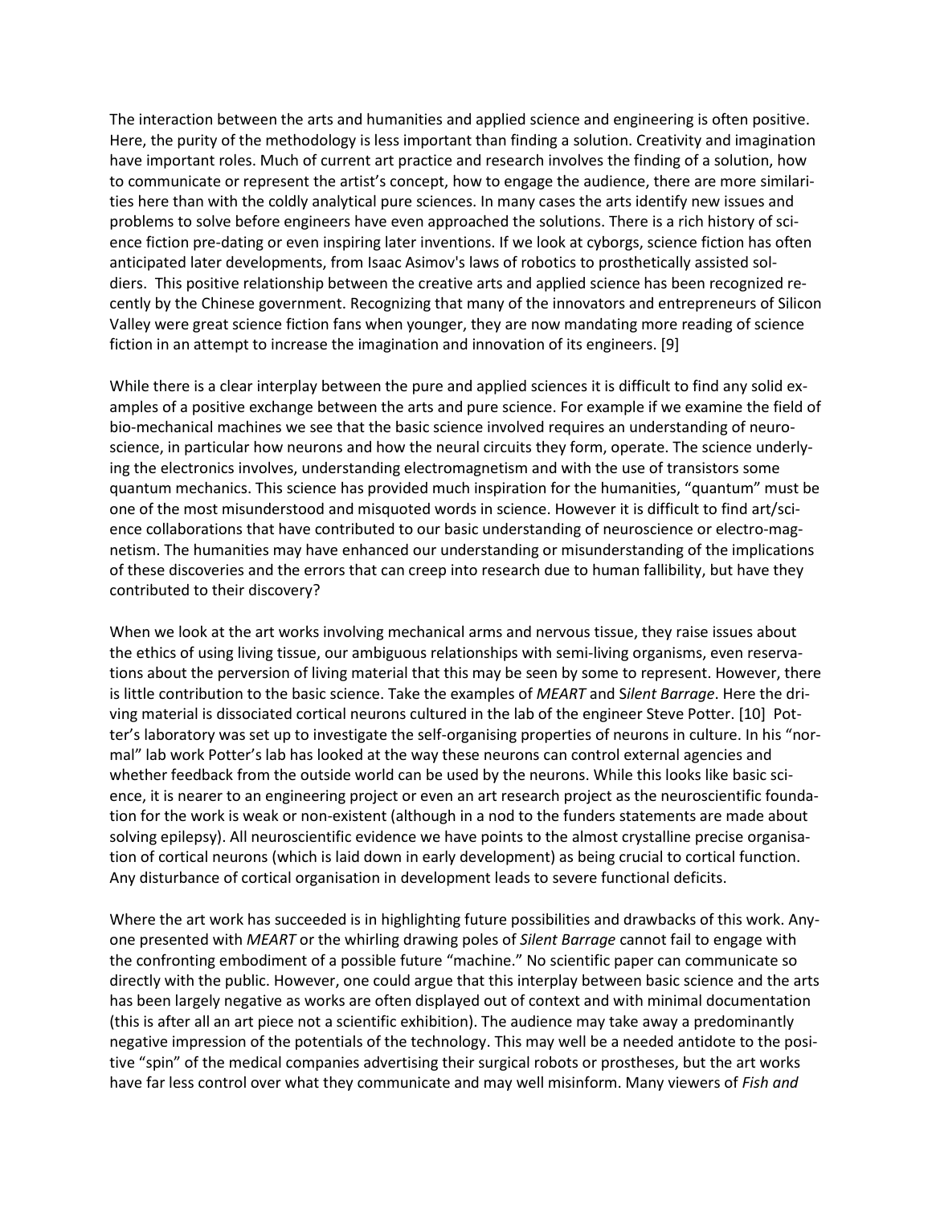The interaction between the arts and humanities and applied science and engineering is often positive. Here, the purity of the methodology is less important than finding a solution. Creativity and imagination have important roles. Much of current art practice and research involves the finding of a solution, how to communicate or represent the artist's concept, how to engage the audience, there are more similarities here than with the coldly analytical pure sciences. In many cases the arts identify new issues and problems to solve before engineers have even approached the solutions. There is a rich history of science fiction pre-dating or even inspiring later inventions. If we look at cyborgs, science fiction has often anticipated later developments, from Isaac Asimov's laws of robotics to prosthetically assisted soldiers. This positive relationship between the creative arts and applied science has been recognized recently by the Chinese government. Recognizing that many of the innovators and entrepreneurs of Silicon Valley were great science fiction fans when younger, they are now mandating more reading of science fiction in an attempt to increase the imagination and innovation of its engineers. [9]

While there is a clear interplay between the pure and applied sciences it is difficult to find any solid examples of a positive exchange between the arts and pure science. For example if we examine the field of bio-mechanical machines we see that the basic science involved requires an understanding of neuroscience, in particular how neurons and how the neural circuits they form, operate. The science underlying the electronics involves, understanding electromagnetism and with the use of transistors some quantum mechanics. This science has provided much inspiration for the humanities, "quantum" must be one of the most misunderstood and misquoted words in science. However it is difficult to find art/science collaborations that have contributed to our basic understanding of neuroscience or electro-magnetism. The humanities may have enhanced our understanding or misunderstanding of the implications of these discoveries and the errors that can creep into research due to human fallibility, but have they contributed to their discovery?

When we look at the art works involving mechanical arms and nervous tissue, they raise issues about the ethics of using living tissue, our ambiguous relationships with semi-living organisms, even reservations about the perversion of living material that this may be seen by some to represent. However, there is little contribution to the basic science. Take the examples of *MEART* and *Silent Barrage*. Here the driving material is dissociated cortical neurons cultured in the lab of the engineer Steve Potter. [10] Potter's laboratory was set up to investigate the self-organising properties of neurons in culture. In his "normal" lab work Potter's lab has looked at the way these neurons can control external agencies and whether feedback from the outside world can be used by the neurons. While this looks like basic science, it is nearer to an engineering project or even an art research project as the neuroscientific foundation for the work is weak or non-existent (although in a nod to the funders statements are made about solving epilepsy). All neuroscientific evidence we have points to the almost crystalline precise organisation of cortical neurons (which is laid down in early development) as being crucial to cortical function. Any disturbance of cortical organisation in development leads to severe functional deficits.

Where the art work has succeeded is in highlighting future possibilities and drawbacks of this work. Anyone presented with *MEART* or the whirling drawing poles of *Silent Barrage* cannot fail to engage with the confronting embodiment of a possible future "machine." No scientific paper can communicate so directly with the public. However, one could argue that this interplay between basic science and the arts has been largely negative as works are often displayed out of context and with minimal documentation (this is after all an art piece not a scientific exhibition). The audience may take away a predominantly negative impression of the potentials of the technology. This may well be a needed antidote to the positive "spin" of the medical companies advertising their surgical robots or prostheses, but the art works have far less control over what they communicate and may well misinform. Many viewers of *Fish and*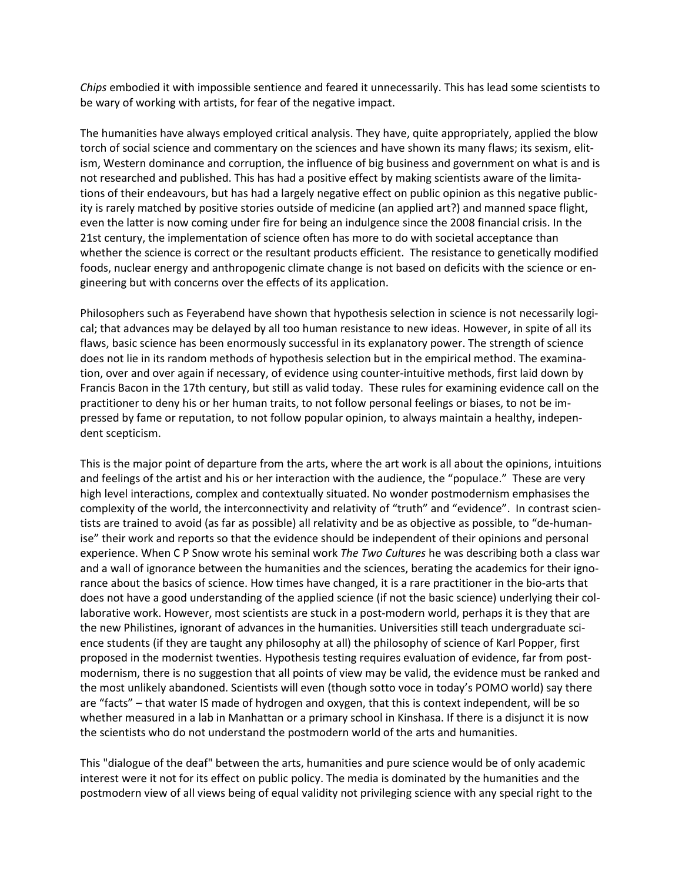*Chips* embodied it with impossible sentience and feared it unnecessarily. This has lead some scientists to be wary of working with artists, for fear of the negative impact.

The humanities have always employed critical analysis. They have, quite appropriately, applied the blow torch of social science and commentary on the sciences and have shown its many flaws; its sexism, elitism, Western dominance and corruption, the influence of big business and government on what is and is not researched and published. This has had a positive effect by making scientists aware of the limitations of their endeavours, but has had a largely negative effect on public opinion as this negative publicity is rarely matched by positive stories outside of medicine (an applied art?) and manned space flight, even the latter is now coming under fire for being an indulgence since the 2008 financial crisis. In the 21st century, the implementation of science often has more to do with societal acceptance than whether the science is correct or the resultant products efficient. The resistance to genetically modified foods, nuclear energy and anthropogenic climate change is not based on deficits with the science or engineering but with concerns over the effects of its application.

Philosophers such as Feyerabend have shown that hypothesis selection in science is not necessarily logical; that advances may be delayed by all too human resistance to new ideas. However, in spite of all its flaws, basic science has been enormously successful in its explanatory power. The strength of science does not lie in its random methods of hypothesis selection but in the empirical method. The examination, over and over again if necessary, of evidence using counter-intuitive methods, first laid down by Francis Bacon in the 17th century, but still as valid today. These rules for examining evidence call on the practitioner to deny his or her human traits, to not follow personal feelings or biases, to not be impressed by fame or reputation, to not follow popular opinion, to always maintain a healthy, independent scepticism.

This is the major point of departure from the arts, where the art work is all about the opinions, intuitions and feelings of the artist and his or her interaction with the audience, the "populace." These are very high level interactions, complex and contextually situated. No wonder postmodernism emphasises the complexity of the world, the interconnectivity and relativity of "truth" and "evidence". In contrast scientists are trained to avoid (as far as possible) all relativity and be as objective as possible, to "de-humanise" their work and reports so that the evidence should be independent of their opinions and personal experience. When C P Snow wrote his seminal work *The Two Cultures* he was describing both a class war and a wall of ignorance between the humanities and the sciences, berating the academics for their ignorance about the basics of science. How times have changed, it is a rare practitioner in the bio-arts that does not have a good understanding of the applied science (if not the basic science) underlying their collaborative work. However, most scientists are stuck in a post-modern world, perhaps it is they that are the new Philistines, ignorant of advances in the humanities. Universities still teach undergraduate science students (if they are taught any philosophy at all) the philosophy of science of Karl Popper, first proposed in the modernist twenties. Hypothesis testing requires evaluation of evidence, far from postmodernism, there is no suggestion that all points of view may be valid, the evidence must be ranked and the most unlikely abandoned. Scientists will even (though sotto voce in today's POMO world) say there are "facts" – that water IS made of hydrogen and oxygen, that this is context independent, will be so whether measured in a lab in Manhattan or a primary school in Kinshasa. If there is a disjunct it is now the scientists who do not understand the postmodern world of the arts and humanities.

This "dialogue of the deaf" between the arts, humanities and pure science would be of only academic interest were it not for its effect on public policy. The media is dominated by the humanities and the postmodern view of all views being of equal validity not privileging science with any special right to the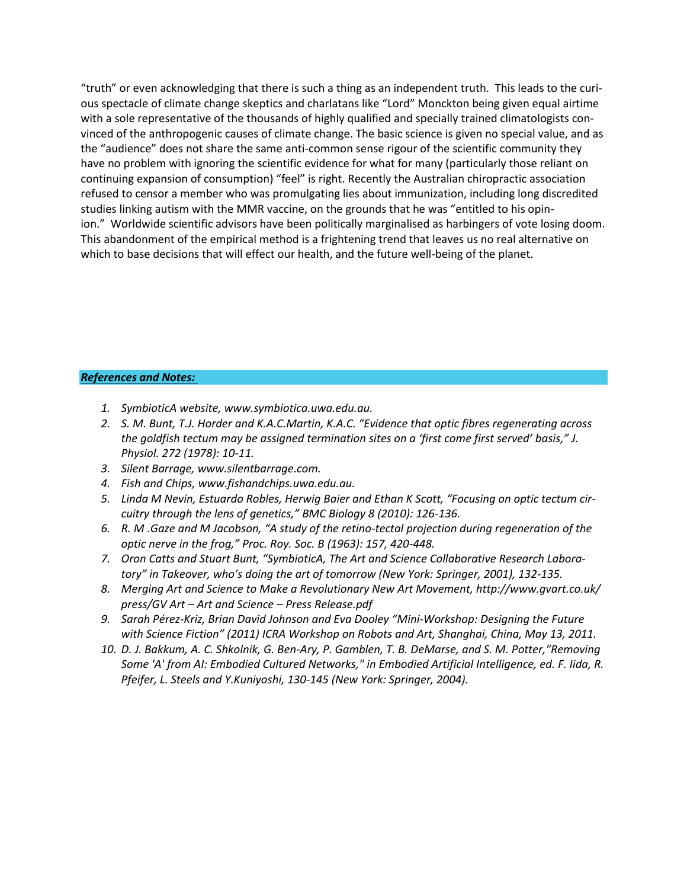"truth" or even acknowledging that there is such a thing as an independent truth. This leads to the curious spectacle of climate change skeptics and charlatans like "Lord" Monckton being given equal airtime with a sole representative of the thousands of highly qualified and specially trained climatologists convinced of the anthropogenic causes of climate change. The basic science is given no special value, and as the "audience" does not share the same anti-common sense rigour of the scientific community they have no problem with ignoring the scientific evidence for what for many (particularly those reliant on continuing expansion of consumption) "feel" is right. Recently the Australian chiropractic association refused to censor a member who was promulgating lies about immunization, including long discredited studies linking autism with the MMR vaccine, on the grounds that he was "entitled to his opinion." Worldwide scientific advisors have been politically marginalised as harbingers of vote losing doom. This abandonment of the empirical method is a frightening trend that leaves us no real alternative on which to base decisions that will effect our health, and the future well-being of the planet.

***References and Notes:***

1. *SymbioticA website, www.symbiotica.uwa.edu.au.*
2. *S. M. Bunt, T.J. Horder and K.A.C.Martin, K.A.C. "Evidence that optic fibres regenerating across the goldfish tectum may be assigned termination sites on a 'first come first served' basis," J. Physiol. 272 (1978): 10-11.*
3. *Silent Barrage, www.silentbarrage.com.*
4. *Fish and Chips, www.fishandchips.uwa.edu.au.*
5. *Linda M Nevin, Estuardo Robles, Herwig Baier and Ethan K Scott, "Focusing on optic tectum circuitry through the lens of genetics," BMC Biology 8 (2010): 126-136.*
6. *R. M .Gaze and M Jacobson, "A study of the retino-tectal projection during regeneration of the optic nerve in the frog," Proc. Roy. Soc. B (1963): 157, 420-448.*
7. *Oron Catts and Stuart Bunt, "SymbioticA, The Art and Science Collaborative Research Laboratory" in Takeover, who's doing the art of tomorrow (New York: Springer, 2001), 132-135.*
8. *Merging Art and Science to Make a Revolutionary New Art Movement, http://www.gvart.co.uk/press/GV Art – Art and Science – Press Release.pdf*
9. *Sarah Pérez-Kriz, Brian David Johnson and Eva Dooley "Mini-Workshop: Designing the Future with Science Fiction" (2011) ICRA Workshop on Robots and Art, Shanghai, China, May 13, 2011.*
10. *D. J. Bakkum, A. C. Shkolnik, G. Ben-Ary, P. Gamblen, T. B. DeMarse, and S. M. Potter,"Removing Some 'A' from AI: Embodied Cultured Networks," in Embodied Artificial Intelligence, ed. F. Iida, R. Pfeifer, L. Steels and Y.Kuniyoshi, 130-145 (New York: Springer, 2004).*